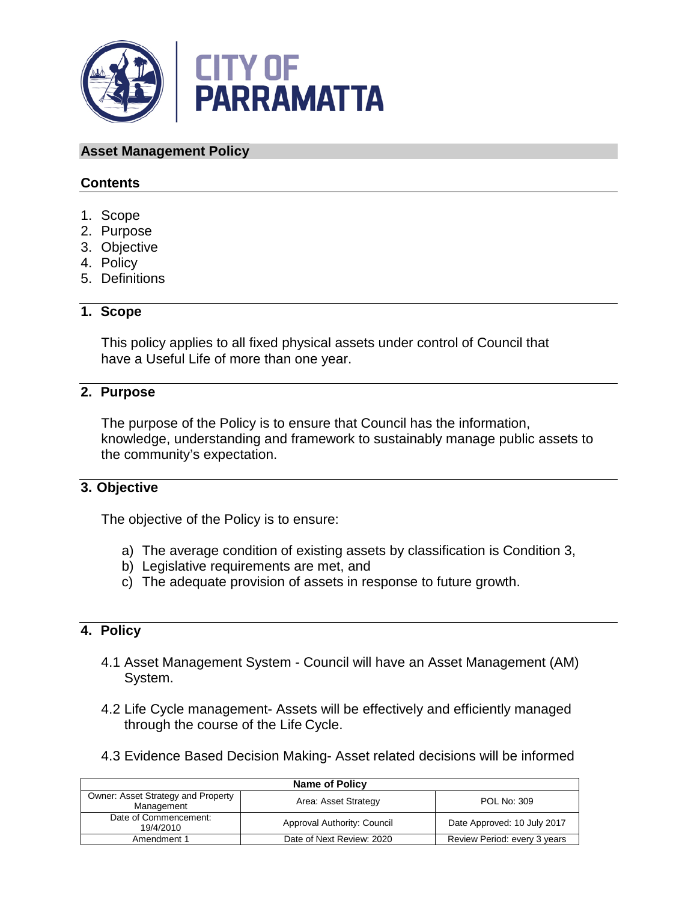# Asset Management Policy

## Contents

1. Scope
2. Purpose
3. Objective
4. Policy
5. Definitions

## 1. Scope

This policy applies to all fixed physical assets under control of Council that have a Useful Life of more than one year.

## 2. Purpose

The purpose of the Policy is to ensure that Council has the information, knowledge, understanding and framework to sustainably manage public assets to the community's expectation.

## 3. Objective

The objective of the Policy is to ensure:

a) The average condition of existing assets by classification is Condition 3,
b) Legislative requirements are met, and
c) The adequate provision of assets in response to future growth.

## 4. Policy

4.1 Asset Management System - Council will have an Asset Management (AM) System.

4.2 Life Cycle management- Assets will be effectively and efficiently managed through the course of the Life Cycle.

4.3 Evidence Based Decision Making- Asset related decisions will be informed

| Name of Policy | | |
|---|---|---|
| Owner: Asset Strategy and Property Management | Area: Asset Strategy | POL No: 309 |
| Date of Commencement: 19/4/2010 | Approval Authority: Council | Date Approved: 10 July 2017 |
| Amendment 1 | Date of Next Review: 2020 | Review Period: every 3 years |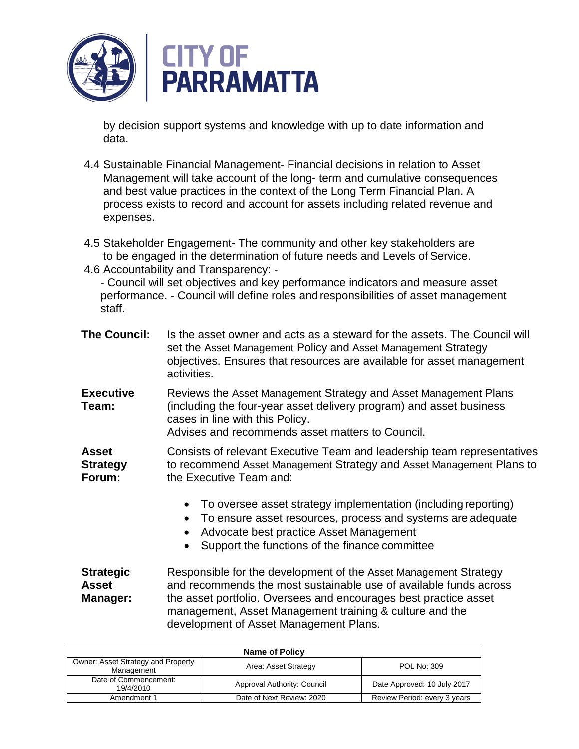by decision support systems and knowledge with up to date information and data.

4.4 Sustainable Financial Management- Financial decisions in relation to Asset Management will take account of the long- term and cumulative consequences and best value practices in the context of the Long Term Financial Plan. A process exists to record and account for assets including related revenue and expenses.

4.5 Stakeholder Engagement- The community and other key stakeholders are to be engaged in the determination of future needs and Levels of Service.

4.6 Accountability and Transparency: -
- Council will set objectives and key performance indicators and measure asset performance. - Council will define roles and responsibilities of asset management staff.

**The Council:** Is the asset owner and acts as a steward for the assets. The Council will set the Asset Management Policy and Asset Management Strategy objectives. Ensures that resources are available for asset management activities.

**Executive Team:** Reviews the Asset Management Strategy and Asset Management Plans (including the four-year asset delivery program) and asset business cases in line with this Policy.
Advises and recommends asset matters to Council.

**Asset Strategy Forum:** Consists of relevant Executive Team and leadership team representatives to recommend Asset Management Strategy and Asset Management Plans to the Executive Team and:

- To oversee asset strategy implementation (including reporting)
- To ensure asset resources, process and systems are adequate
- Advocate best practice Asset Management
- Support the functions of the finance committee

**Strategic Asset Manager:** Responsible for the development of the Asset Management Strategy and recommends the most sustainable use of available funds across the asset portfolio. Oversees and encourages best practice asset management, Asset Management training & culture and the development of Asset Management Plans.

| Name of Policy | | |
|---|---|---|
| Owner: Asset Strategy and Property Management | Area: Asset Strategy | POL No: 309 |
| Date of Commencement: 19/4/2010 | Approval Authority: Council | Date Approved: 10 July 2017 |
| Amendment 1 | Date of Next Review: 2020 | Review Period: every 3 years |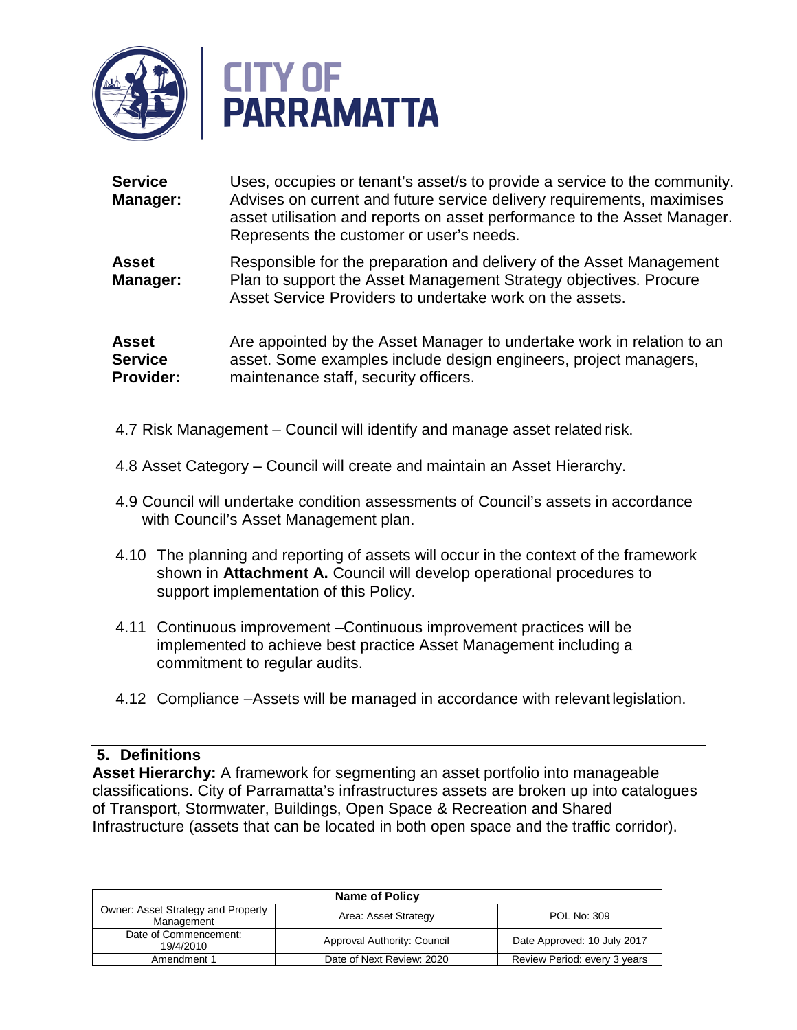| | |
|---|---|
| **Service Manager:** | Uses, occupies or tenant's asset/s to provide a service to the community. Advises on current and future service delivery requirements, maximises asset utilisation and reports on asset performance to the Asset Manager. Represents the customer or user's needs. |
| **Asset Manager:** | Responsible for the preparation and delivery of the Asset Management Plan to support the Asset Management Strategy objectives. Procure Asset Service Providers to undertake work on the assets. |
| **Asset Service Provider:** | Are appointed by the Asset Manager to undertake work in relation to an asset. Some examples include design engineers, project managers, maintenance staff, security officers. |

4.7 Risk Management – Council will identify and manage asset related risk.

4.8 Asset Category – Council will create and maintain an Asset Hierarchy.

4.9 Council will undertake condition assessments of Council's assets in accordance with Council's Asset Management plan.

4.10 The planning and reporting of assets will occur in the context of the framework shown in **Attachment A.** Council will develop operational procedures to support implementation of this Policy.

4.11 Continuous improvement –Continuous improvement practices will be implemented to achieve best practice Asset Management including a commitment to regular audits.

4.12 Compliance –Assets will be managed in accordance with relevant legislation.

## 5. Definitions

**Asset Hierarchy:** A framework for segmenting an asset portfolio into manageable classifications. City of Parramatta's infrastructures assets are broken up into catalogues of Transport, Stormwater, Buildings, Open Space & Recreation and Shared Infrastructure (assets that can be located in both open space and the traffic corridor).

| Name of Policy | | |
|---|---|---|
| Owner: Asset Strategy and Property Management | Area: Asset Strategy | POL No: 309 |
| Date of Commencement: 19/4/2010 | Approval Authority: Council | Date Approved: 10 July 2017 |
| Amendment 1 | Date of Next Review: 2020 | Review Period: every 3 years |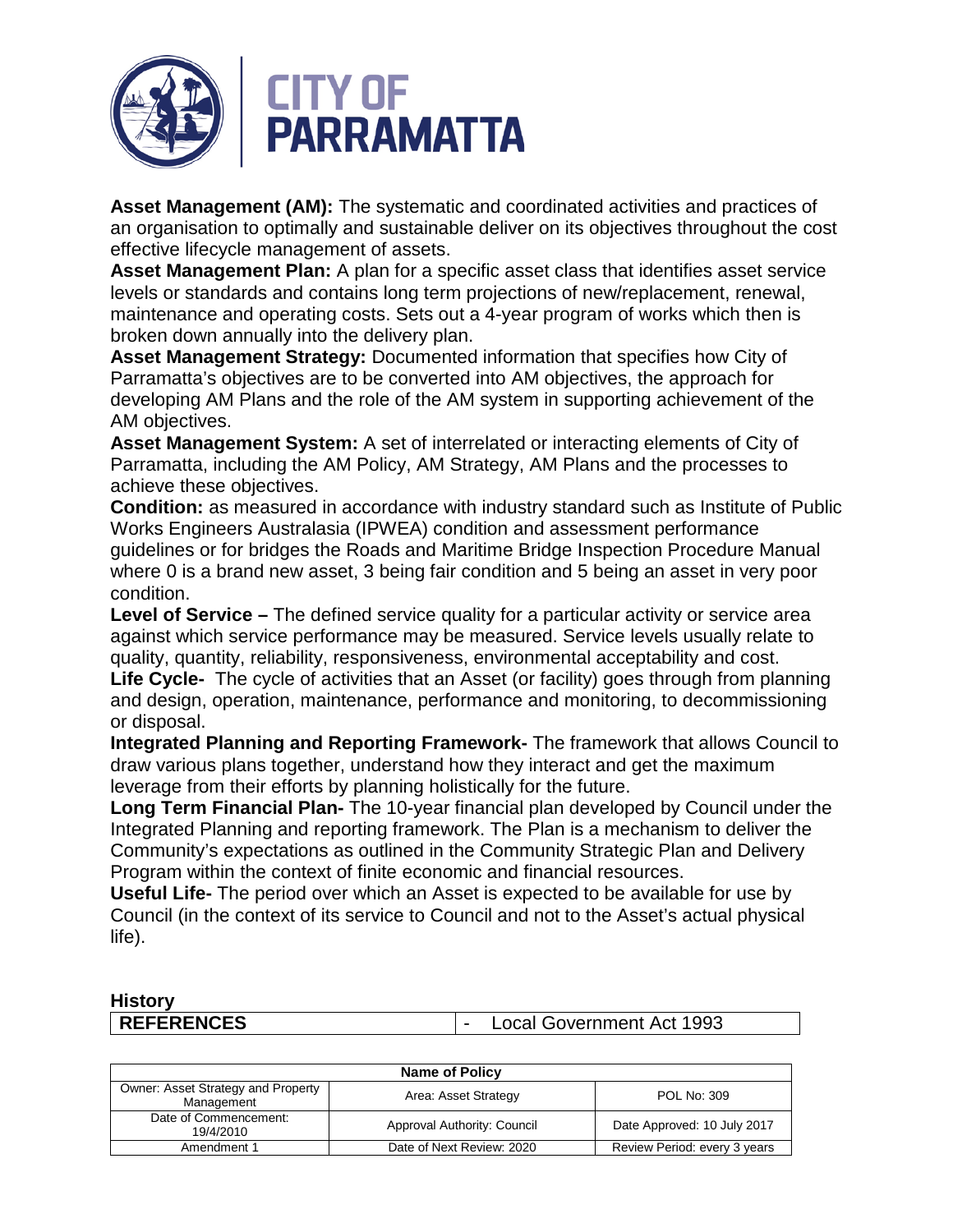**Asset Management (AM):** The systematic and coordinated activities and practices of an organisation to optimally and sustainable deliver on its objectives throughout the cost effective lifecycle management of assets.

**Asset Management Plan:** A plan for a specific asset class that identifies asset service levels or standards and contains long term projections of new/replacement, renewal, maintenance and operating costs. Sets out a 4-year program of works which then is broken down annually into the delivery plan.

**Asset Management Strategy:** Documented information that specifies how City of Parramatta's objectives are to be converted into AM objectives, the approach for developing AM Plans and the role of the AM system in supporting achievement of the AM objectives.

**Asset Management System:** A set of interrelated or interacting elements of City of Parramatta, including the AM Policy, AM Strategy, AM Plans and the processes to achieve these objectives.

**Condition:** as measured in accordance with industry standard such as Institute of Public Works Engineers Australasia (IPWEA) condition and assessment performance guidelines or for bridges the Roads and Maritime Bridge Inspection Procedure Manual where 0 is a brand new asset, 3 being fair condition and 5 being an asset in very poor condition.

**Level of Service –** The defined service quality for a particular activity or service area against which service performance may be measured. Service levels usually relate to quality, quantity, reliability, responsiveness, environmental acceptability and cost.

**Life Cycle-** The cycle of activities that an Asset (or facility) goes through from planning and design, operation, maintenance, performance and monitoring, to decommissioning or disposal.

**Integrated Planning and Reporting Framework-** The framework that allows Council to draw various plans together, understand how they interact and get the maximum leverage from their efforts by planning holistically for the future.

**Long Term Financial Plan-** The 10-year financial plan developed by Council under the Integrated Planning and reporting framework. The Plan is a mechanism to deliver the Community's expectations as outlined in the Community Strategic Plan and Delivery Program within the context of finite economic and financial resources.

**Useful Life-** The period over which an Asset is expected to be available for use by Council (in the context of its service to Council and not to the Asset's actual physical life).

**History**

| **REFERENCES** | - Local Government Act 1993 |
|---|---|

| Name of Policy | | |
|---|---|---|
| Owner: Asset Strategy and Property Management | Area: Asset Strategy | POL No: 309 |
| Date of Commencement: 19/4/2010 | Approval Authority: Council | Date Approved: 10 July 2017 |
| Amendment 1 | Date of Next Review: 2020 | Review Period: every 3 years |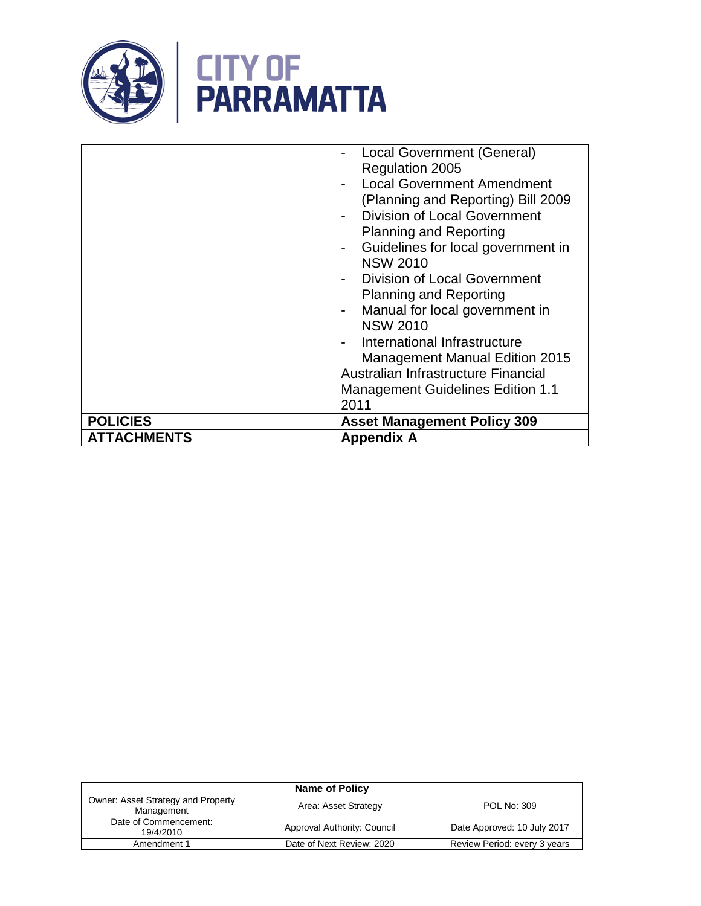| | - Local Government (General) Regulation 2005<br>- Local Government Amendment (Planning and Reporting) Bill 2009<br>- Division of Local Government Planning and Reporting<br>- Guidelines for local government in NSW 2010<br>- Division of Local Government Planning and Reporting<br>- Manual for local government in NSW 2010<br>- International Infrastructure Management Manual Edition 2015<br>Australian Infrastructure Financial Management Guidelines Edition 1.1 2011 |
|---|---|
| **POLICIES** | **Asset Management Policy 309** |
| **ATTACHMENTS** | **Appendix A** |

| **Name of Policy** | | |
|---|---|---|
| Owner: Asset Strategy and Property Management | Area: Asset Strategy | POL No: 309 |
| Date of Commencement: 19/4/2010 | Approval Authority: Council | Date Approved: 10 July 2017 |
| Amendment 1 | Date of Next Review: 2020 | Review Period: every 3 years |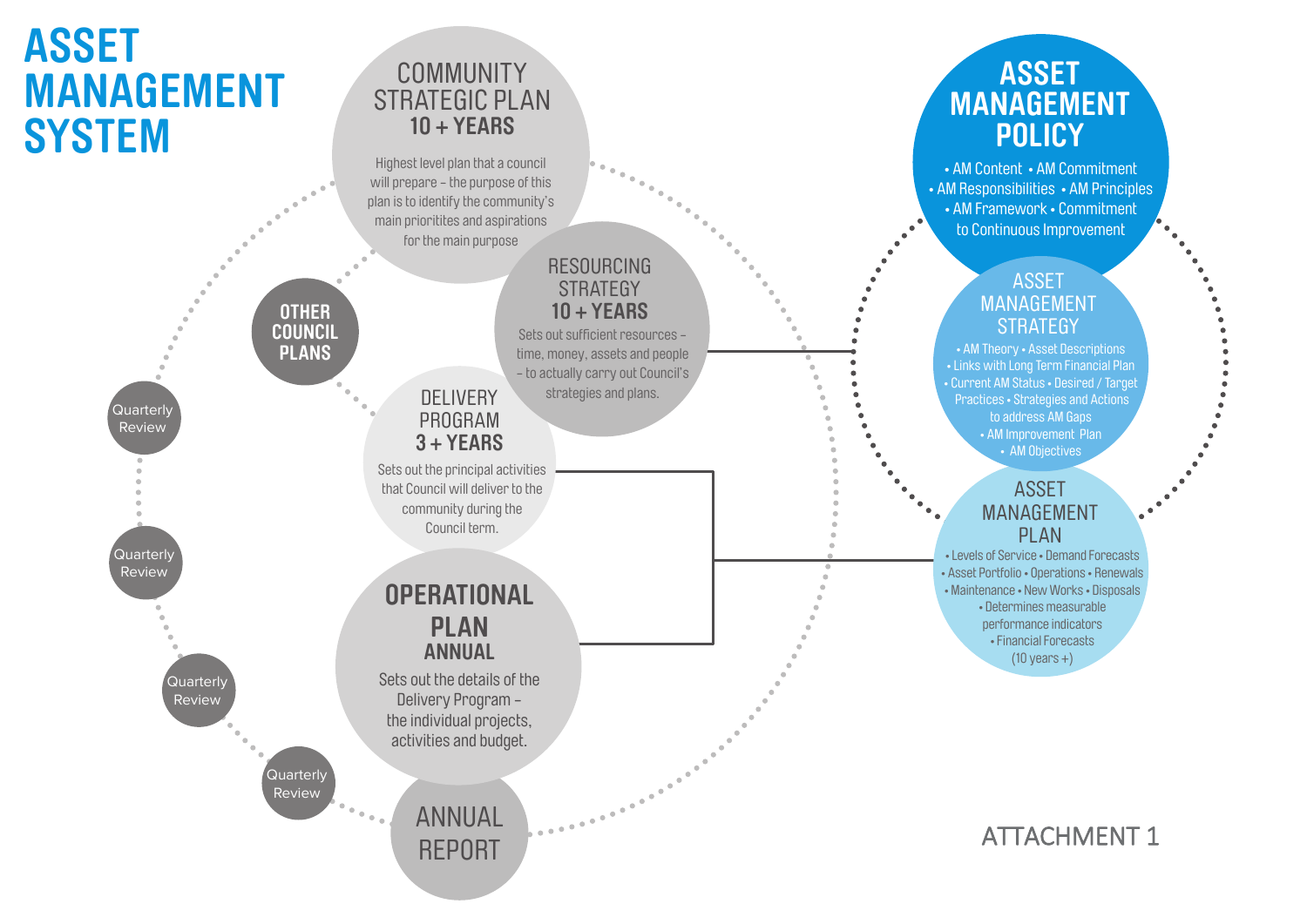# ASSET MANAGEMENT SYSTEM

**COMMUNITY STRATEGIC PLAN**
**10 + YEARS**

Highest level plan that a council will prepare – the purpose of this plan is to identify the community's main prioritites and aspirations for the main purpose

**RESOURCING STRATEGY**
**10 + YEARS**

Sets out sufficient resources – time, money, assets and people – to actually carry out Council's strategies and plans.

**OTHER COUNCIL PLANS**

**DELIVERY PROGRAM**
**3 + YEARS**

Sets out the principal activities that Council will deliver to the community during the Council term.

**OPERATIONAL PLAN**
**ANNUAL**

Sets out the details of the Delivery Program – the individual projects, activities and budget.

**ANNUAL REPORT**

Quarterly Review

Quarterly Review

Quarterly Review

Quarterly Review

**ASSET MANAGEMENT POLICY**

- AM Content
- AM Commitment
- AM Responsibilities
- AM Principles
- AM Framework
- Commitment to Continuous Improvement

**ASSET MANAGEMENT STRATEGY**

- AM Theory
- Asset Descriptions
- Links with Long Term Financial Plan
- Current AM Status
- Desired / Target Practices
- Strategies and Actions to address AM Gaps
- AM Improvement Plan
- AM Objectives

**ASSET MANAGEMENT PLAN**

- Levels of Service
- Demand Forecasts
- Asset Portfolio
- Operations
- Renewals
- Maintenance
- New Works
- Disposals
- Determines measurable performance indicators
- Financial Forecasts (10 years +)

ATTACHMENT 1